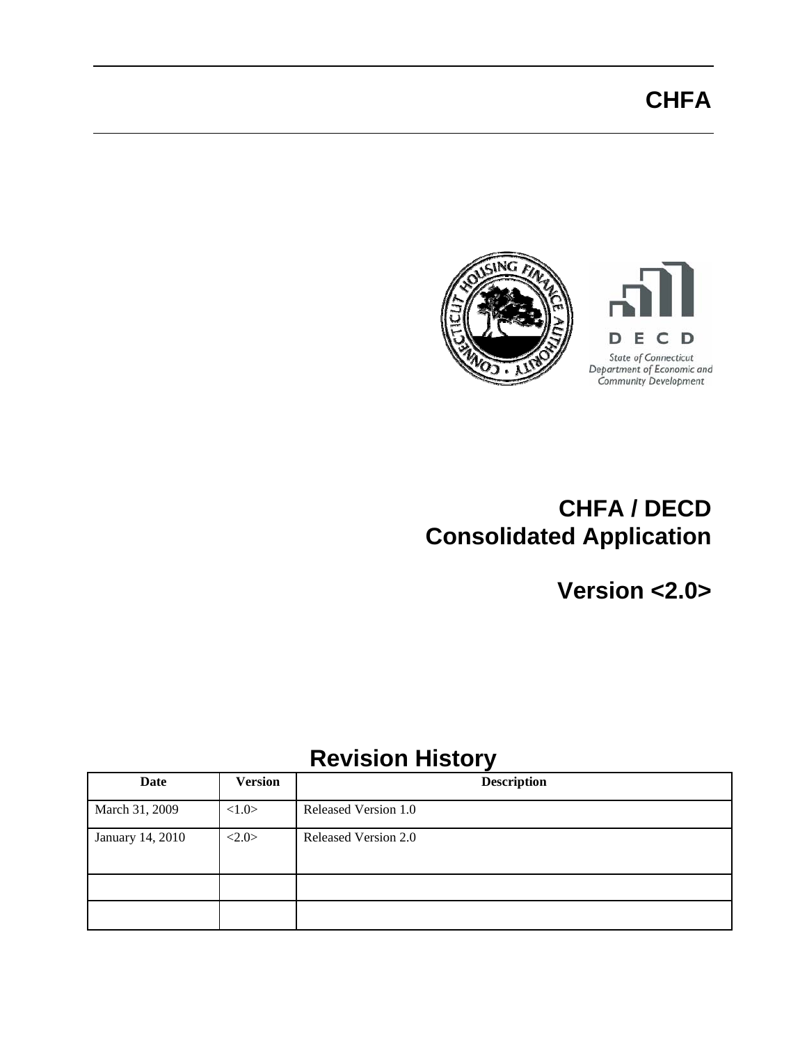# CHFA

# CHFA / DECD Consolidated Application

# Version <2.0>

## Revision History

| Date | Version | Description |
|---|---|---|
| March 31, 2009 | <1.0> | Released Version 1.0 |
| January 14, 2010 | <2.0> | Released Version 2.0 |
| | | |
| | | |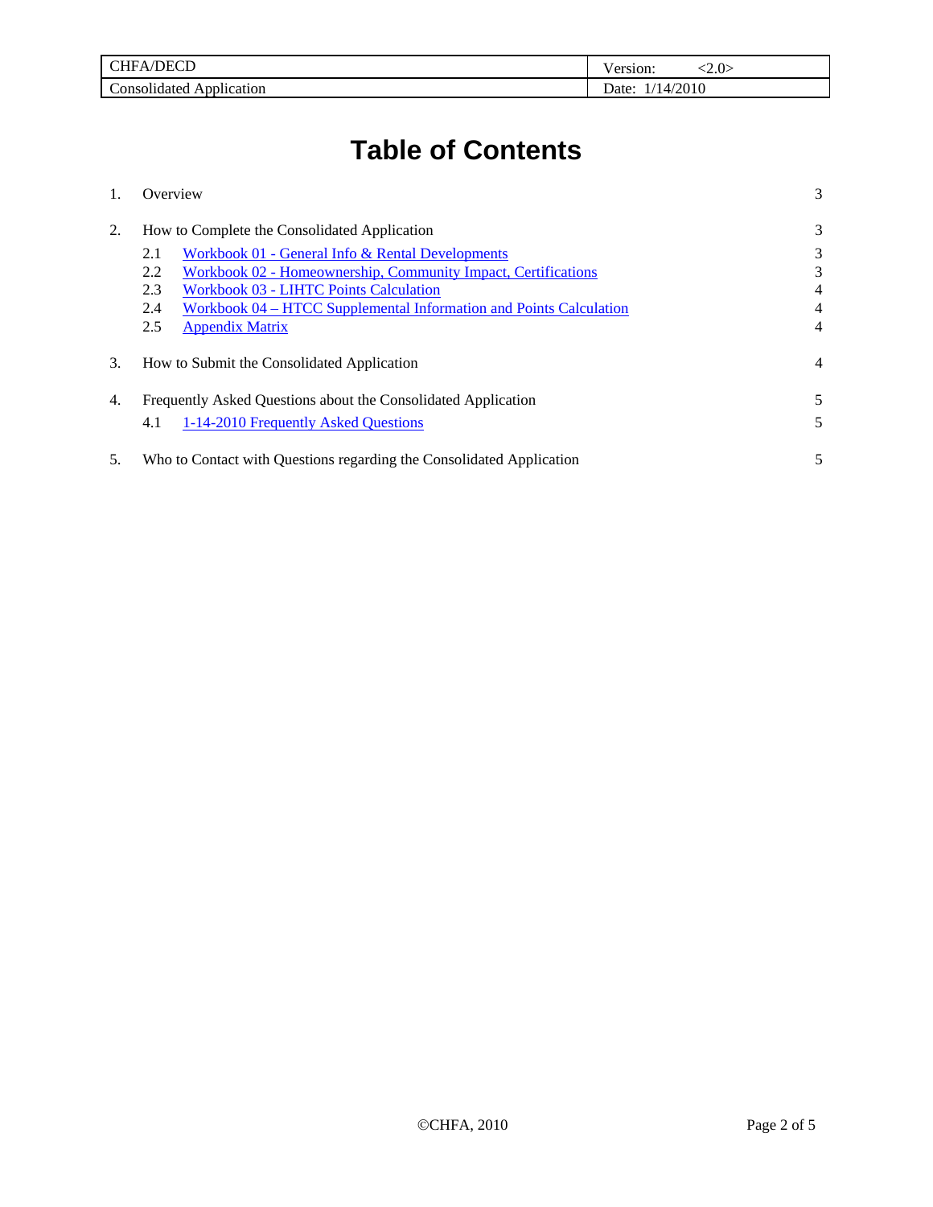# Table of Contents

| | | |
|---|---|---|
| 1. | Overview | 3 |
| 2. | How to Complete the Consolidated Application | 3 |
| | 2.1 Workbook 01 - General Info & Rental Developments | 3 |
| | 2.2 Workbook 02 - Homeownership, Community Impact, Certifications | 3 |
| | 2.3 Workbook 03 - LIHTC Points Calculation | 4 |
| | 2.4 Workbook 04 – HTCC Supplemental Information and Points Calculation | 4 |
| | 2.5 Appendix Matrix | 4 |
| 3. | How to Submit the Consolidated Application | 4 |
| 4. | Frequently Asked Questions about the Consolidated Application | 5 |
| | 4.1 1-14-2010 Frequently Asked Questions | 5 |
| 5. | Who to Contact with Questions regarding the Consolidated Application | 5 |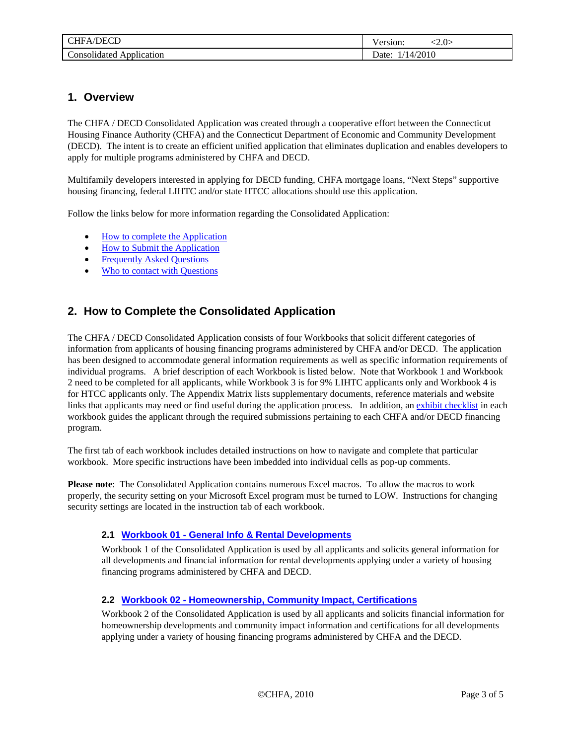## 1. Overview

The CHFA / DECD Consolidated Application was created through a cooperative effort between the Connecticut Housing Finance Authority (CHFA) and the Connecticut Department of Economic and Community Development (DECD). The intent is to create an efficient unified application that eliminates duplication and enables developers to apply for multiple programs administered by CHFA and DECD.

Multifamily developers interested in applying for DECD funding, CHFA mortgage loans, "Next Steps" supportive housing financing, federal LIHTC and/or state HTCC allocations should use this application.

Follow the links below for more information regarding the Consolidated Application:

- How to complete the Application
- How to Submit the Application
- Frequently Asked Questions
- Who to contact with Questions

## 2. How to Complete the Consolidated Application

The CHFA / DECD Consolidated Application consists of four Workbooks that solicit different categories of information from applicants of housing financing programs administered by CHFA and/or DECD. The application has been designed to accommodate general information requirements as well as specific information requirements of individual programs. A brief description of each Workbook is listed below. Note that Workbook 1 and Workbook 2 need to be completed for all applicants, while Workbook 3 is for 9% LIHTC applicants only and Workbook 4 is for HTCC applicants only. The Appendix Matrix lists supplementary documents, reference materials and website links that applicants may need or find useful during the application process. In addition, an exhibit checklist in each workbook guides the applicant through the required submissions pertaining to each CHFA and/or DECD financing program.

The first tab of each workbook includes detailed instructions on how to navigate and complete that particular workbook. More specific instructions have been imbedded into individual cells as pop-up comments.

**Please note**: The Consolidated Application contains numerous Excel macros. To allow the macros to work properly, the security setting on your Microsoft Excel program must be turned to LOW. Instructions for changing security settings are located in the instruction tab of each workbook.

### 2.1 Workbook 01 - General Info & Rental Developments

Workbook 1 of the Consolidated Application is used by all applicants and solicits general information for all developments and financial information for rental developments applying under a variety of housing financing programs administered by CHFA and DECD.

### 2.2 Workbook 02 - Homeownership, Community Impact, Certifications

Workbook 2 of the Consolidated Application is used by all applicants and solicits financial information for homeownership developments and community impact information and certifications for all developments applying under a variety of housing financing programs administered by CHFA and the DECD.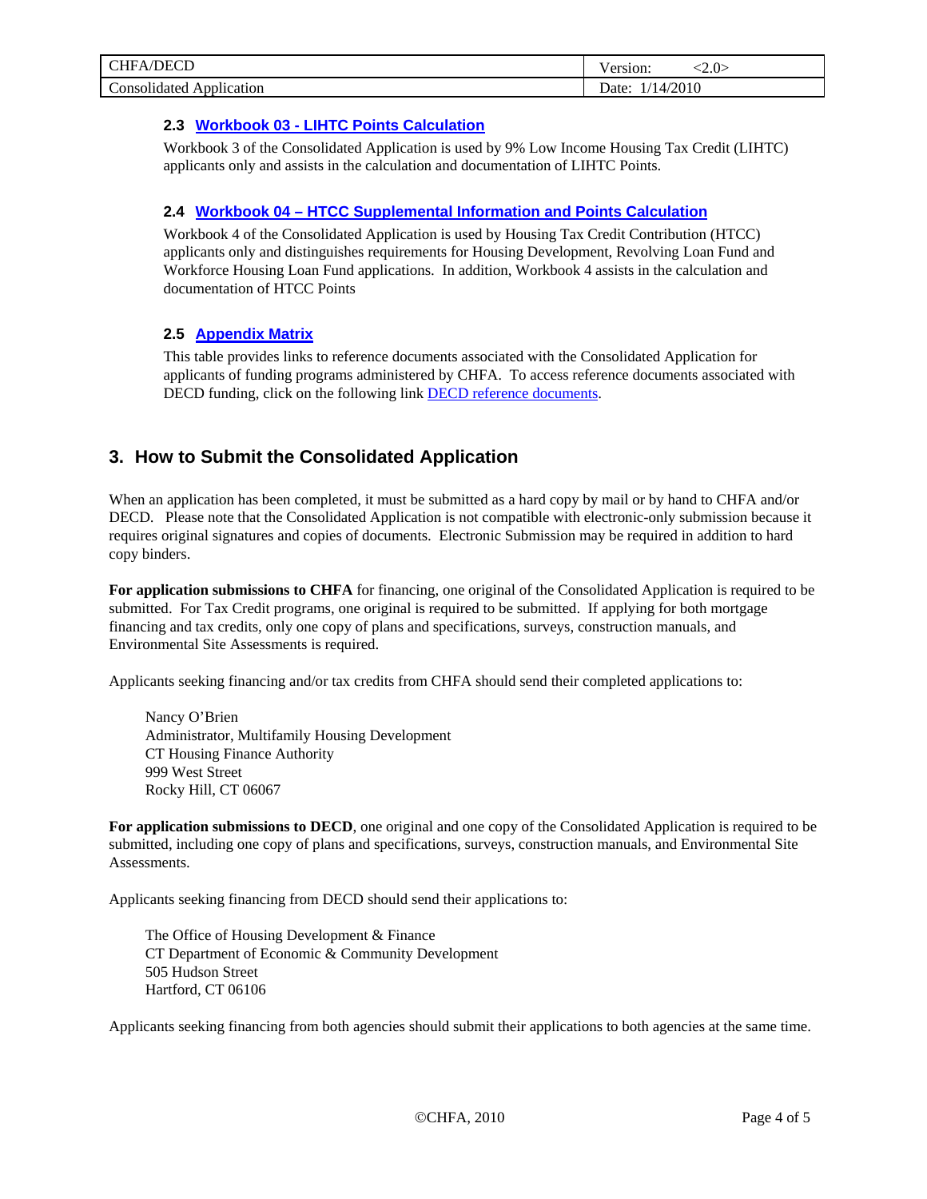### 2.3 Workbook 03 - LIHTC Points Calculation

Workbook 3 of the Consolidated Application is used by 9% Low Income Housing Tax Credit (LIHTC) applicants only and assists in the calculation and documentation of LIHTC Points.

### 2.4 Workbook 04 – HTCC Supplemental Information and Points Calculation

Workbook 4 of the Consolidated Application is used by Housing Tax Credit Contribution (HTCC) applicants only and distinguishes requirements for Housing Development, Revolving Loan Fund and Workforce Housing Loan Fund applications. In addition, Workbook 4 assists in the calculation and documentation of HTCC Points

### 2.5 Appendix Matrix

This table provides links to reference documents associated with the Consolidated Application for applicants of funding programs administered by CHFA. To access reference documents associated with DECD funding, click on the following link DECD reference documents.

## 3. How to Submit the Consolidated Application

When an application has been completed, it must be submitted as a hard copy by mail or by hand to CHFA and/or DECD. Please note that the Consolidated Application is not compatible with electronic-only submission because it requires original signatures and copies of documents. Electronic Submission may be required in addition to hard copy binders.

**For application submissions to CHFA** for financing, one original of the Consolidated Application is required to be submitted. For Tax Credit programs, one original is required to be submitted. If applying for both mortgage financing and tax credits, only one copy of plans and specifications, surveys, construction manuals, and Environmental Site Assessments is required.

Applicants seeking financing and/or tax credits from CHFA should send their completed applications to:

Nancy O'Brien
Administrator, Multifamily Housing Development
CT Housing Finance Authority
999 West Street
Rocky Hill, CT 06067

**For application submissions to DECD**, one original and one copy of the Consolidated Application is required to be submitted, including one copy of plans and specifications, surveys, construction manuals, and Environmental Site Assessments.

Applicants seeking financing from DECD should send their applications to:

The Office of Housing Development & Finance
CT Department of Economic & Community Development
505 Hudson Street
Hartford, CT 06106

Applicants seeking financing from both agencies should submit their applications to both agencies at the same time.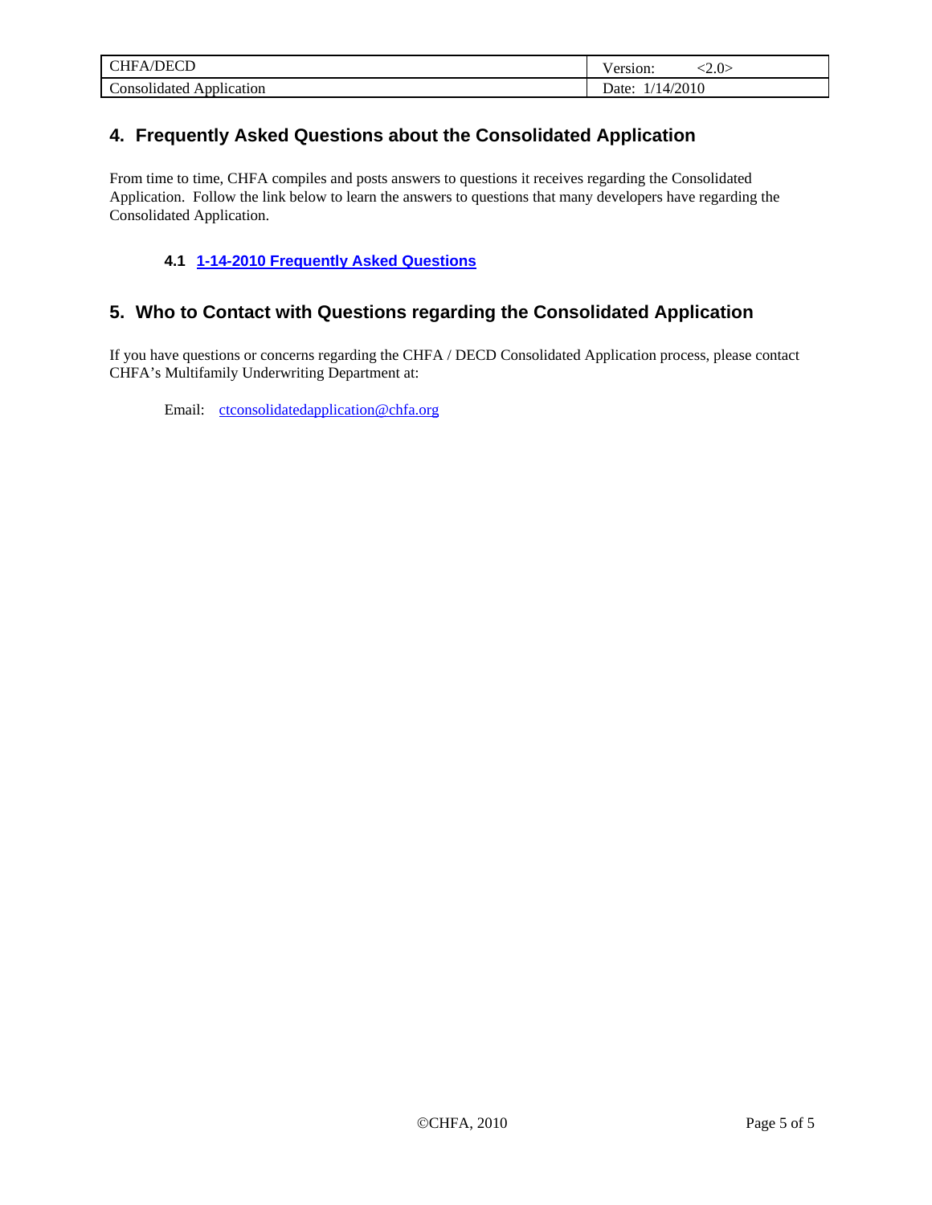## 4. Frequently Asked Questions about the Consolidated Application

From time to time, CHFA compiles and posts answers to questions it receives regarding the Consolidated Application. Follow the link below to learn the answers to questions that many developers have regarding the Consolidated Application.

### 4.1 1-14-2010 Frequently Asked Questions

## 5. Who to Contact with Questions regarding the Consolidated Application

If you have questions or concerns regarding the CHFA / DECD Consolidated Application process, please contact CHFA's Multifamily Underwriting Department at:

Email: ctconsolidatedapplication@chfa.org